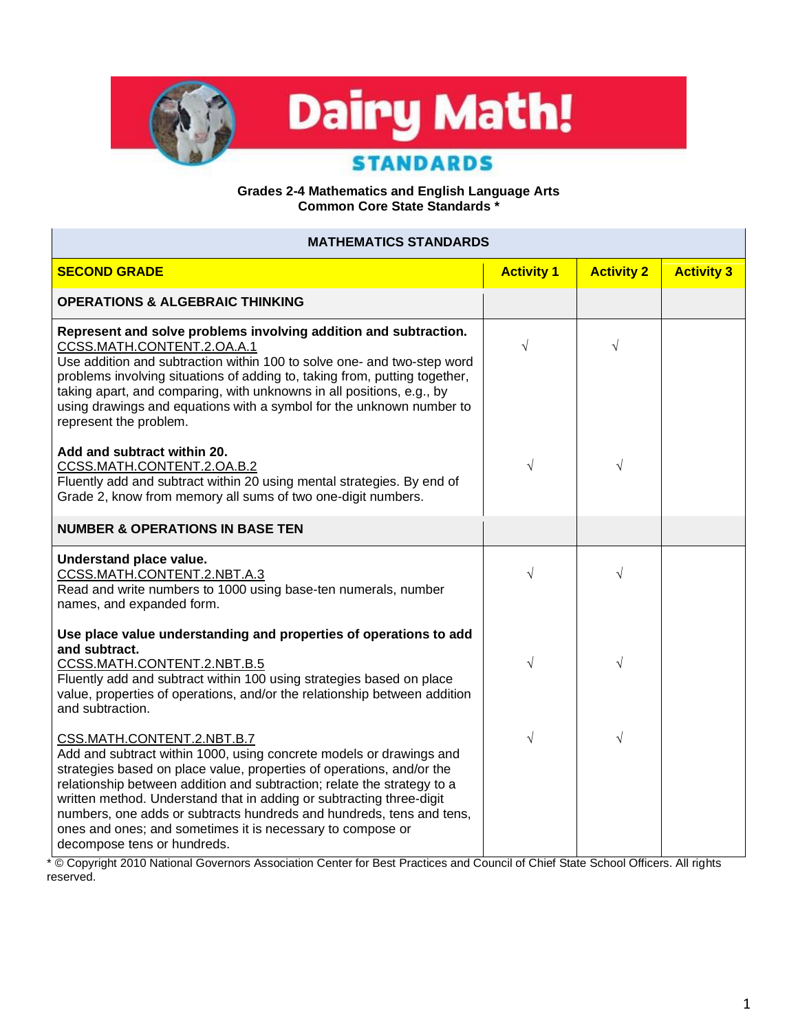# Dairy Math!

## STANDARDS

**Grades 2-4 Mathematics and English Language Arts**
**Common Core State Standards ***

| MATHEMATICS STANDARDS | | | |
|---|---|---|---|
| **SECOND GRADE** | **Activity 1** | **Activity 2** | **Activity 3** |
| **OPERATIONS & ALGEBRAIC THINKING** | | | |
| **Represent and solve problems involving addition and subtraction.** CCSS.MATH.CONTENT.2.OA.A.1 Use addition and subtraction within 100 to solve one- and two-step word problems involving situations of adding to, taking from, putting together, taking apart, and comparing, with unknowns in all positions, e.g., by using drawings and equations with a symbol for the unknown number to represent the problem. | √ | √ | |
| **Add and subtract within 20.** CCSS.MATH.CONTENT.2.OA.B.2 Fluently add and subtract within 20 using mental strategies. By end of Grade 2, know from memory all sums of two one-digit numbers. | √ | √ | |
| **NUMBER & OPERATIONS IN BASE TEN** | | | |
| **Understand place value.** CCSS.MATH.CONTENT.2.NBT.A.3 Read and write numbers to 1000 using base-ten numerals, number names, and expanded form. | √ | √ | |
| **Use place value understanding and properties of operations to add and subtract.** CCSS.MATH.CONTENT.2.NBT.B.5 Fluently add and subtract within 100 using strategies based on place value, properties of operations, and/or the relationship between addition and subtraction. | √ | √ | |
| CSS.MATH.CONTENT.2.NBT.B.7 Add and subtract within 1000, using concrete models or drawings and strategies based on place value, properties of operations, and/or the relationship between addition and subtraction; relate the strategy to a written method. Understand that in adding or subtracting three-digit numbers, one adds or subtracts hundreds and hundreds, tens and tens, ones and ones; and sometimes it is necessary to compose or decompose tens or hundreds. | √ | √ | |

* © Copyright 2010 National Governors Association Center for Best Practices and Council of Chief State School Officers. All rights reserved.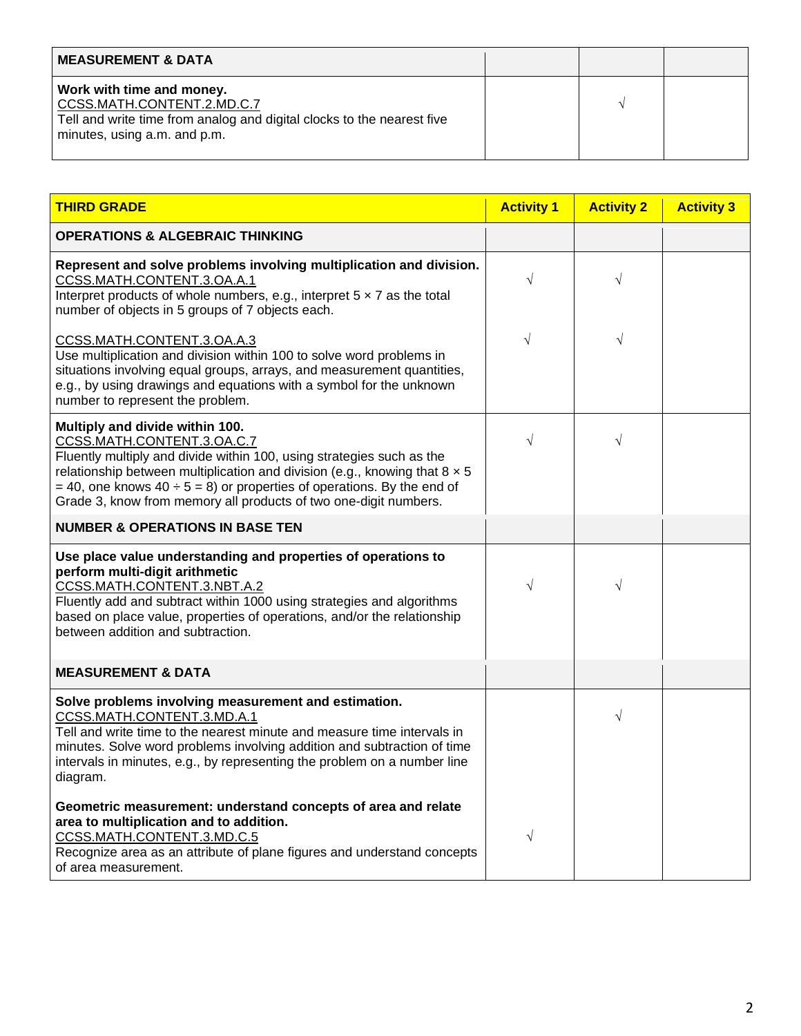| MEASUREMENT & DATA | | | |
|---|---|---|---|
| **Work with time and money.**<br>CCSS.MATH.CONTENT.2.MD.C.7<br>Tell and write time from analog and digital clocks to the nearest five minutes, using a.m. and p.m. | | √ | |

| THIRD GRADE | Activity 1 | Activity 2 | Activity 3 |
|---|---|---|---|
| **OPERATIONS & ALGEBRAIC THINKING** | | | |
| **Represent and solve problems involving multiplication and division.**<br>CCSS.MATH.CONTENT.3.OA.A.1<br>Interpret products of whole numbers, e.g., interpret 5 × 7 as the total number of objects in 5 groups of 7 objects each. | √ | √ | |
| CCSS.MATH.CONTENT.3.OA.A.3<br>Use multiplication and division within 100 to solve word problems in situations involving equal groups, arrays, and measurement quantities, e.g., by using drawings and equations with a symbol for the unknown number to represent the problem. | √ | √ | |
| **Multiply and divide within 100.**<br>CCSS.MATH.CONTENT.3.OA.C.7<br>Fluently multiply and divide within 100, using strategies such as the relationship between multiplication and division (e.g., knowing that 8 × 5 = 40, one knows 40 ÷ 5 = 8) or properties of operations. By the end of Grade 3, know from memory all products of two one-digit numbers. | √ | √ | |
| **NUMBER & OPERATIONS IN BASE TEN** | | | |
| **Use place value understanding and properties of operations to perform multi-digit arithmetic**<br>CCSS.MATH.CONTENT.3.NBT.A.2<br>Fluently add and subtract within 1000 using strategies and algorithms based on place value, properties of operations, and/or the relationship between addition and subtraction. | √ | √ | |
| **MEASUREMENT & DATA** | | | |
| **Solve problems involving measurement and estimation.**<br>CCSS.MATH.CONTENT.3.MD.A.1<br>Tell and write time to the nearest minute and measure time intervals in minutes. Solve word problems involving addition and subtraction of time intervals in minutes, e.g., by representing the problem on a number line diagram. | | √ | |
| **Geometric measurement: understand concepts of area and relate area to multiplication and to addition.**<br>CCSS.MATH.CONTENT.3.MD.C.5<br>Recognize area as an attribute of plane figures and understand concepts of area measurement. | √ | | |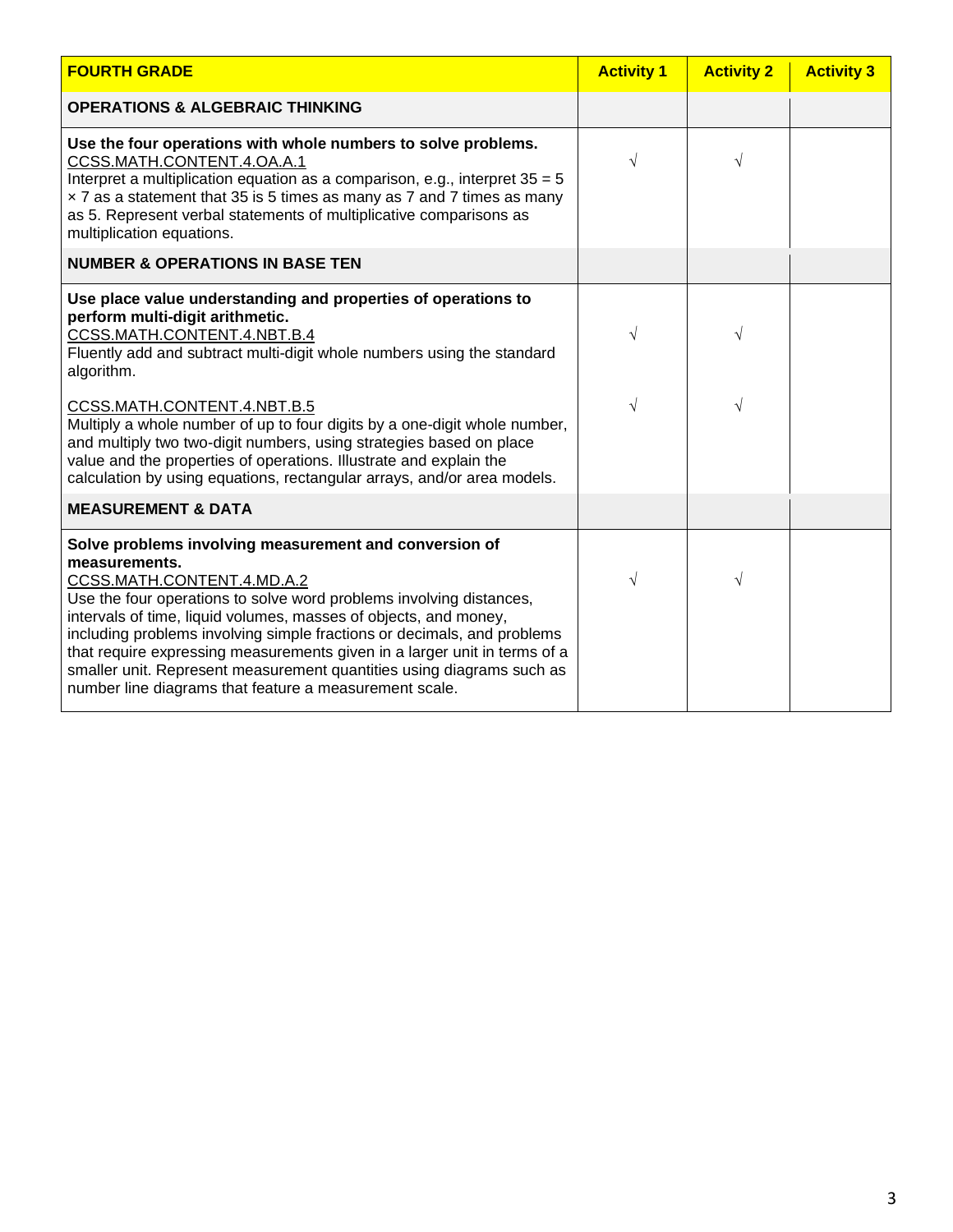| FOURTH GRADE | Activity 1 | Activity 2 | Activity 3 |
|---|---|---|---|
| **OPERATIONS & ALGEBRAIC THINKING** | | | |
| **Use the four operations with whole numbers to solve problems.**<br>CCSS.MATH.CONTENT.4.OA.A.1<br>Interpret a multiplication equation as a comparison, e.g., interpret 35 = 5 × 7 as a statement that 35 is 5 times as many as 7 and 7 times as many as 5. Represent verbal statements of multiplicative comparisons as multiplication equations. | √ | √ | |
| **NUMBER & OPERATIONS IN BASE TEN** | | | |
| **Use place value understanding and properties of operations to perform multi-digit arithmetic.**<br>CCSS.MATH.CONTENT.4.NBT.B.4<br>Fluently add and subtract multi-digit whole numbers using the standard algorithm. | √ | √ | |
| CCSS.MATH.CONTENT.4.NBT.B.5<br>Multiply a whole number of up to four digits by a one-digit whole number, and multiply two two-digit numbers, using strategies based on place value and the properties of operations. Illustrate and explain the calculation by using equations, rectangular arrays, and/or area models. | √ | √ | |
| **MEASUREMENT & DATA** | | | |
| **Solve problems involving measurement and conversion of measurements.**<br>CCSS.MATH.CONTENT.4.MD.A.2<br>Use the four operations to solve word problems involving distances, intervals of time, liquid volumes, masses of objects, and money, including problems involving simple fractions or decimals, and problems that require expressing measurements given in a larger unit in terms of a smaller unit. Represent measurement quantities using diagrams such as number line diagrams that feature a measurement scale. | √ | √ | |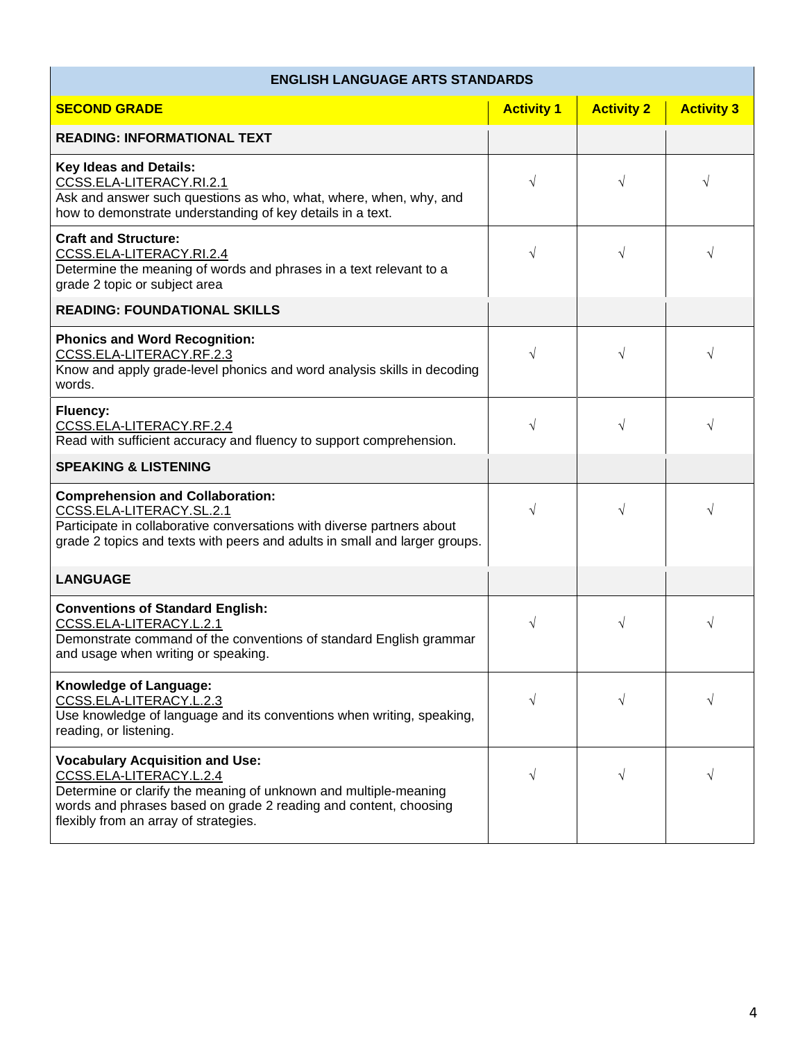| ENGLISH LANGUAGE ARTS STANDARDS | | | |
|---|---|---|---|
| **SECOND GRADE** | **Activity 1** | **Activity 2** | **Activity 3** |
| **READING: INFORMATIONAL TEXT** | | | |
| **Key Ideas and Details:**<br>CCSS.ELA-LITERACY.RI.2.1<br>Ask and answer such questions as who, what, where, when, why, and how to demonstrate understanding of key details in a text. | √ | √ | √ |
| **Craft and Structure:**<br>CCSS.ELA-LITERACY.RI.2.4<br>Determine the meaning of words and phrases in a text relevant to a grade 2 topic or subject area | √ | √ | √ |
| **READING: FOUNDATIONAL SKILLS** | | | |
| **Phonics and Word Recognition:**<br>CCSS.ELA-LITERACY.RF.2.3<br>Know and apply grade-level phonics and word analysis skills in decoding words. | √ | √ | √ |
| **Fluency:**<br>CCSS.ELA-LITERACY.RF.2.4<br>Read with sufficient accuracy and fluency to support comprehension. | √ | √ | √ |
| **SPEAKING & LISTENING** | | | |
| **Comprehension and Collaboration:**<br>CCSS.ELA-LITERACY.SL.2.1<br>Participate in collaborative conversations with diverse partners about grade 2 topics and texts with peers and adults in small and larger groups. | √ | √ | √ |
| **LANGUAGE** | | | |
| **Conventions of Standard English:**<br>CCSS.ELA-LITERACY.L.2.1<br>Demonstrate command of the conventions of standard English grammar and usage when writing or speaking. | √ | √ | √ |
| **Knowledge of Language:**<br>CCSS.ELA-LITERACY.L.2.3<br>Use knowledge of language and its conventions when writing, speaking, reading, or listening. | √ | √ | √ |
| **Vocabulary Acquisition and Use:**<br>CCSS.ELA-LITERACY.L.2.4<br>Determine or clarify the meaning of unknown and multiple-meaning words and phrases based on grade 2 reading and content, choosing flexibly from an array of strategies. | √ | √ | √ |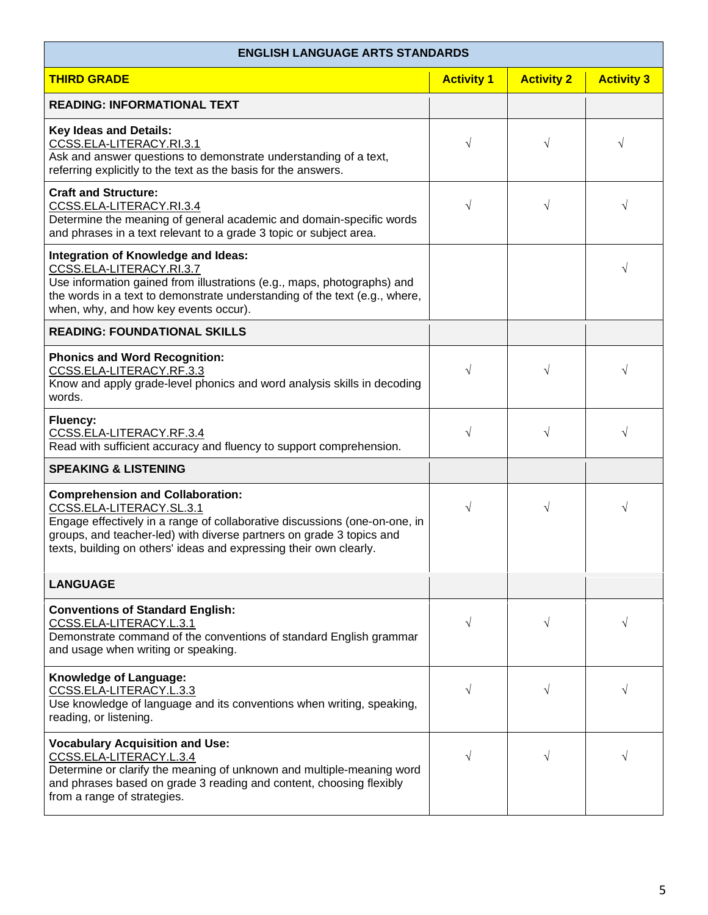| ENGLISH LANGUAGE ARTS STANDARDS | | | |
|---|---|---|---|
| **THIRD GRADE** | **Activity 1** | **Activity 2** | **Activity 3** |
| **READING: INFORMATIONAL TEXT** | | | |
| **Key Ideas and Details:**<br>CCSS.ELA-LITERACY.RI.3.1<br>Ask and answer questions to demonstrate understanding of a text, referring explicitly to the text as the basis for the answers. | √ | √ | √ |
| **Craft and Structure:**<br>CCSS.ELA-LITERACY.RI.3.4<br>Determine the meaning of general academic and domain-specific words and phrases in a text relevant to a grade 3 topic or subject area. | √ | √ | √ |
| **Integration of Knowledge and Ideas:**<br>CCSS.ELA-LITERACY.RI.3.7<br>Use information gained from illustrations (e.g., maps, photographs) and the words in a text to demonstrate understanding of the text (e.g., where, when, why, and how key events occur). | | | √ |
| **READING: FOUNDATIONAL SKILLS** | | | |
| **Phonics and Word Recognition:**<br>CCSS.ELA-LITERACY.RF.3.3<br>Know and apply grade-level phonics and word analysis skills in decoding words. | √ | √ | √ |
| **Fluency:**<br>CCSS.ELA-LITERACY.RF.3.4<br>Read with sufficient accuracy and fluency to support comprehension. | √ | √ | √ |
| **SPEAKING & LISTENING** | | | |
| **Comprehension and Collaboration:**<br>CCSS.ELA-LITERACY.SL.3.1<br>Engage effectively in a range of collaborative discussions (one-on-one, in groups, and teacher-led) with diverse partners on grade 3 topics and texts, building on others' ideas and expressing their own clearly. | √ | √ | √ |
| **LANGUAGE** | | | |
| **Conventions of Standard English:**<br>CCSS.ELA-LITERACY.L.3.1<br>Demonstrate command of the conventions of standard English grammar and usage when writing or speaking. | √ | √ | √ |
| **Knowledge of Language:**<br>CCSS.ELA-LITERACY.L.3.3<br>Use knowledge of language and its conventions when writing, speaking, reading, or listening. | √ | √ | √ |
| **Vocabulary Acquisition and Use:**<br>CCSS.ELA-LITERACY.L.3.4<br>Determine or clarify the meaning of unknown and multiple-meaning word and phrases based on grade 3 reading and content, choosing flexibly from a range of strategies. | √ | √ | √ |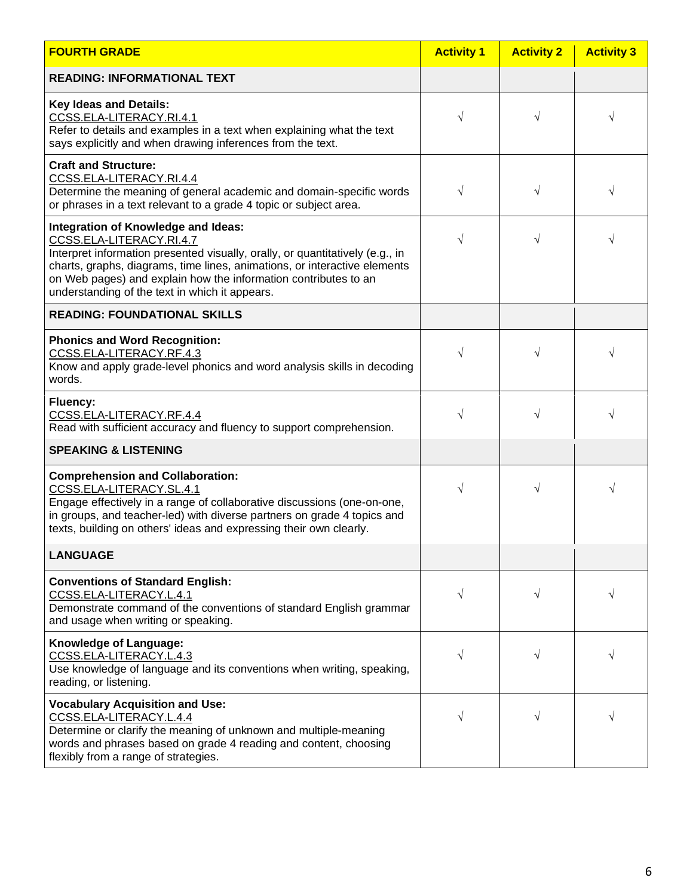| FOURTH GRADE | Activity 1 | Activity 2 | Activity 3 |
|---|---|---|---|
| **READING: INFORMATIONAL TEXT** | | | |
| **Key Ideas and Details:**<br>CCSS.ELA-LITERACY.RI.4.1<br>Refer to details and examples in a text when explaining what the text says explicitly and when drawing inferences from the text. | √ | √ | √ |
| **Craft and Structure:**<br>CCSS.ELA-LITERACY.RI.4.4<br>Determine the meaning of general academic and domain-specific words or phrases in a text relevant to a grade 4 topic or subject area. | √ | √ | √ |
| **Integration of Knowledge and Ideas:**<br>CCSS.ELA-LITERACY.RI.4.7<br>Interpret information presented visually, orally, or quantitatively (e.g., in charts, graphs, diagrams, time lines, animations, or interactive elements on Web pages) and explain how the information contributes to an understanding of the text in which it appears. | √ | √ | √ |
| **READING: FOUNDATIONAL SKILLS** | | | |
| **Phonics and Word Recognition:**<br>CCSS.ELA-LITERACY.RF.4.3<br>Know and apply grade-level phonics and word analysis skills in decoding words. | √ | √ | √ |
| **Fluency:**<br>CCSS.ELA-LITERACY.RF.4.4<br>Read with sufficient accuracy and fluency to support comprehension. | √ | √ | √ |
| **SPEAKING & LISTENING** | | | |
| **Comprehension and Collaboration:**<br>CCSS.ELA-LITERACY.SL.4.1<br>Engage effectively in a range of collaborative discussions (one-on-one, in groups, and teacher-led) with diverse partners on grade 4 topics and texts, building on others' ideas and expressing their own clearly. | √ | √ | √ |
| **LANGUAGE** | | | |
| **Conventions of Standard English:**<br>CCSS.ELA-LITERACY.L.4.1<br>Demonstrate command of the conventions of standard English grammar and usage when writing or speaking. | √ | √ | √ |
| **Knowledge of Language:**<br>CCSS.ELA-LITERACY.L.4.3<br>Use knowledge of language and its conventions when writing, speaking, reading, or listening. | √ | √ | √ |
| **Vocabulary Acquisition and Use:**<br>CCSS.ELA-LITERACY.L.4.4<br>Determine or clarify the meaning of unknown and multiple-meaning words and phrases based on grade 4 reading and content, choosing flexibly from a range of strategies. | √ | √ | √ |